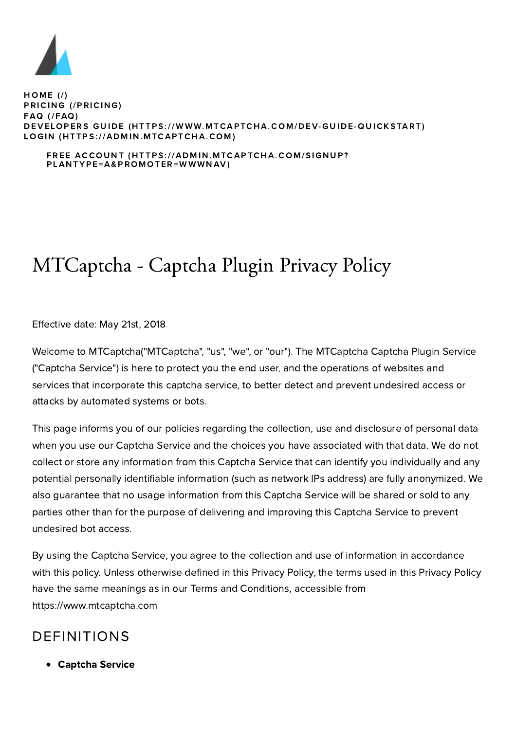HOME (/)
PRICING (/PRICING)
FAQ (/FAQ)
DEVELOPERS GUIDE (HTTPS://WWW.MTCAPTCHA.COM/DEV-GUIDE-QUICKSTART)
LOGIN (HTTPS://ADMIN.MTCAPTCHA.COM)

FREE ACCOUNT (HTTPS://ADMIN.MTCAPTCHA.COM/SIGNUP?PLANTYPE=A&PROMOTER=WWWNAV)

# MTCaptcha - Captcha Plugin Privacy Policy

Effective date: May 21st, 2018

Welcome to MTCaptcha("MTCaptcha", "us", "we", or "our"). The MTCaptcha Captcha Plugin Service ("Captcha Service") is here to protect you the end user, and the operations of websites and services that incorporate this captcha service, to better detect and prevent undesired access or attacks by automated systems or bots.

This page informs you of our policies regarding the collection, use and disclosure of personal data when you use our Captcha Service and the choices you have associated with that data. We do not collect or store any information from this Captcha Service that can identify you individually and any potential personally identifiable information (such as network IPs address) are fully anonymized. We also guarantee that no usage information from this Captcha Service will be shared or sold to any parties other than for the purpose of delivering and improving this Captcha Service to prevent undesired bot access.

By using the Captcha Service, you agree to the collection and use of information in accordance with this policy. Unless otherwise defined in this Privacy Policy, the terms used in this Privacy Policy have the same meanings as in our Terms and Conditions, accessible from https://www.mtcaptcha.com

## DEFINITIONS

- **Captcha Service**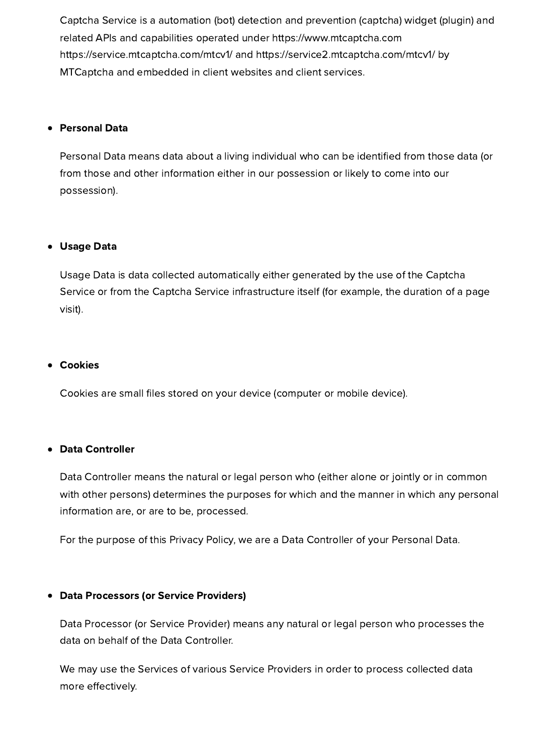Captcha Service is a automation (bot) detection and prevention (captcha) widget (plugin) and related APIs and capabilities operated under https://www.mtcaptcha.com https://service.mtcaptcha.com/mtcv1/ and https://service2.mtcaptcha.com/mtcv1/ by MTCaptcha and embedded in client websites and client services.

- **Personal Data**

  Personal Data means data about a living individual who can be identified from those data (or from those and other information either in our possession or likely to come into our possession).

- **Usage Data**

  Usage Data is data collected automatically either generated by the use of the Captcha Service or from the Captcha Service infrastructure itself (for example, the duration of a page visit).

- **Cookies**

  Cookies are small files stored on your device (computer or mobile device).

- **Data Controller**

  Data Controller means the natural or legal person who (either alone or jointly or in common with other persons) determines the purposes for which and the manner in which any personal information are, or are to be, processed.

  For the purpose of this Privacy Policy, we are a Data Controller of your Personal Data.

- **Data Processors (or Service Providers)**

  Data Processor (or Service Provider) means any natural or legal person who processes the data on behalf of the Data Controller.

  We may use the Services of various Service Providers in order to process collected data more effectively.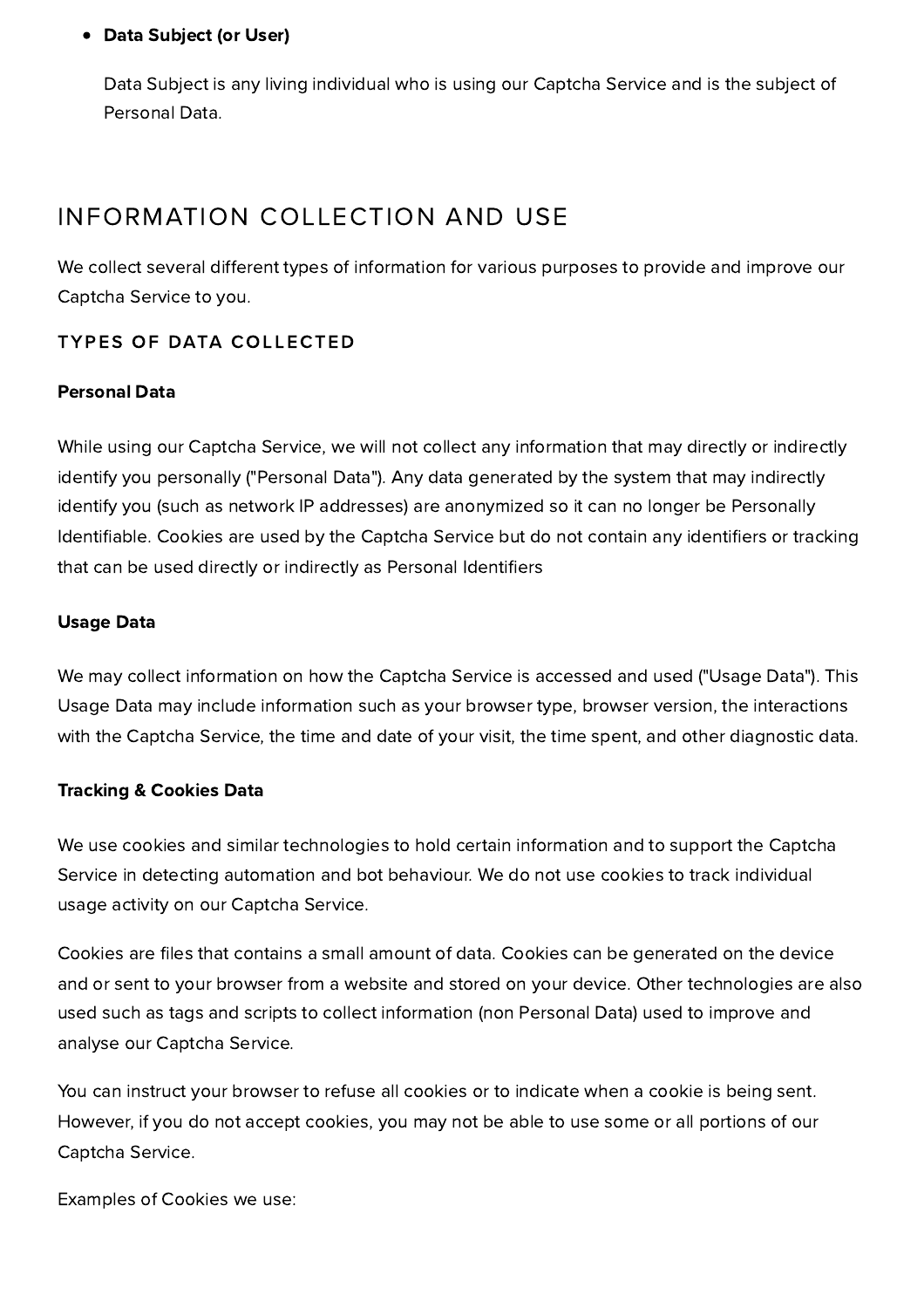- **Data Subject (or User)**

  Data Subject is any living individual who is using our Captcha Service and is the subject of Personal Data.

## INFORMATION COLLECTION AND USE

We collect several different types of information for various purposes to provide and improve our Captcha Service to you.

### TYPES OF DATA COLLECTED

**Personal Data**

While using our Captcha Service, we will not collect any information that may directly or indirectly identify you personally ("Personal Data"). Any data generated by the system that may indirectly identify you (such as network IP addresses) are anonymized so it can no longer be Personally Identifiable. Cookies are used by the Captcha Service but do not contain any identifiers or tracking that can be used directly or indirectly as Personal Identifiers

**Usage Data**

We may collect information on how the Captcha Service is accessed and used ("Usage Data"). This Usage Data may include information such as your browser type, browser version, the interactions with the Captcha Service, the time and date of your visit, the time spent, and other diagnostic data.

**Tracking & Cookies Data**

We use cookies and similar technologies to hold certain information and to support the Captcha Service in detecting automation and bot behaviour. We do not use cookies to track individual usage activity on our Captcha Service.

Cookies are files that contains a small amount of data. Cookies can be generated on the device and or sent to your browser from a website and stored on your device. Other technologies are also used such as tags and scripts to collect information (non Personal Data) used to improve and analyse our Captcha Service.

You can instruct your browser to refuse all cookies or to indicate when a cookie is being sent. However, if you do not accept cookies, you may not be able to use some or all portions of our Captcha Service.

Examples of Cookies we use: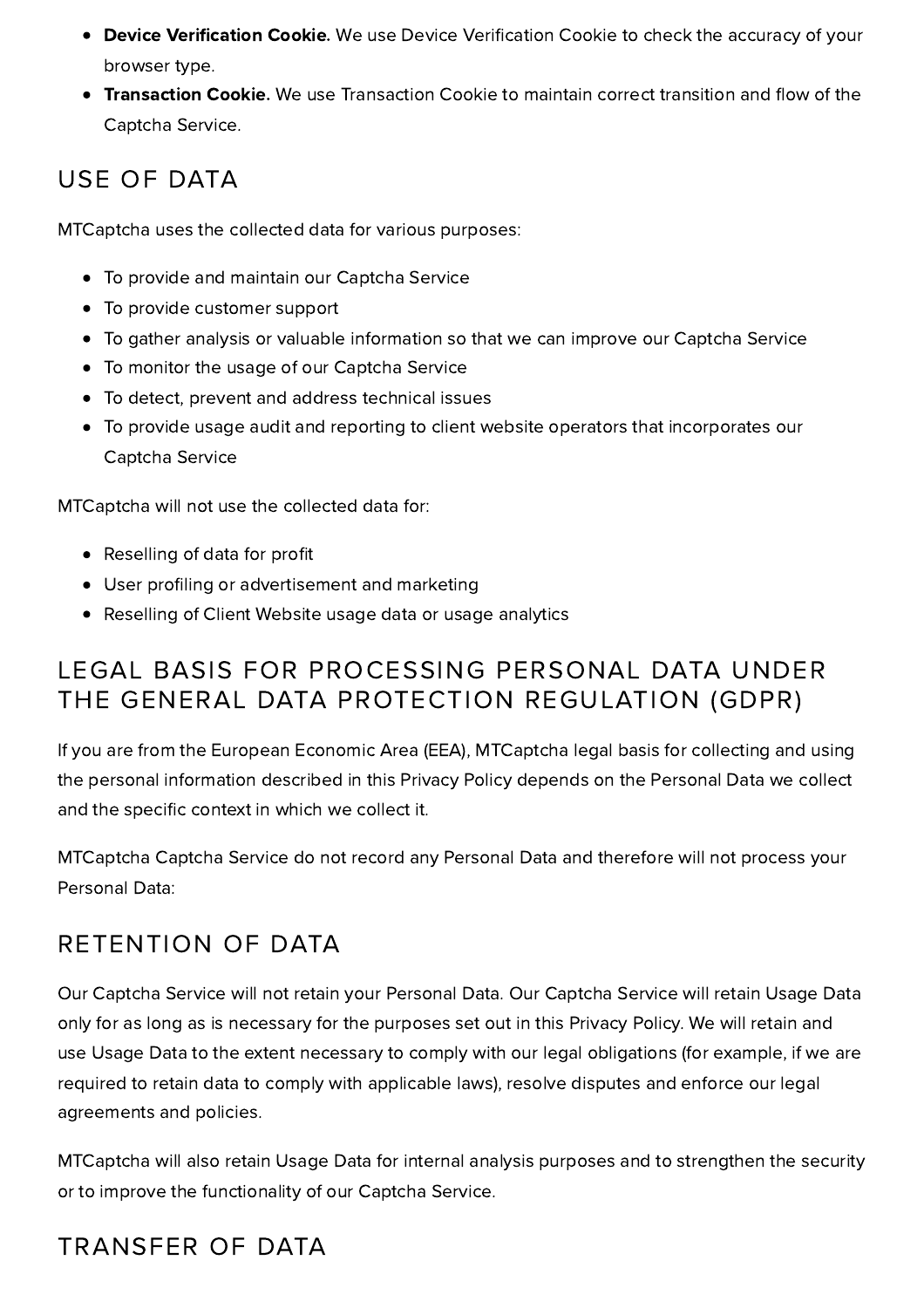- **Device Verification Cookie.** We use Device Verification Cookie to check the accuracy of your browser type.
- **Transaction Cookie.** We use Transaction Cookie to maintain correct transition and flow of the Captcha Service.

## USE OF DATA

MTCaptcha uses the collected data for various purposes:

- To provide and maintain our Captcha Service
- To provide customer support
- To gather analysis or valuable information so that we can improve our Captcha Service
- To monitor the usage of our Captcha Service
- To detect, prevent and address technical issues
- To provide usage audit and reporting to client website operators that incorporates our Captcha Service

MTCaptcha will not use the collected data for:

- Reselling of data for profit
- User profiling or advertisement and marketing
- Reselling of Client Website usage data or usage analytics

## LEGAL BASIS FOR PROCESSING PERSONAL DATA UNDER THE GENERAL DATA PROTECTION REGULATION (GDPR)

If you are from the European Economic Area (EEA), MTCaptcha legal basis for collecting and using the personal information described in this Privacy Policy depends on the Personal Data we collect and the specific context in which we collect it.

MTCaptcha Captcha Service do not record any Personal Data and therefore will not process your Personal Data:

## RETENTION OF DATA

Our Captcha Service will not retain your Personal Data. Our Captcha Service will retain Usage Data only for as long as is necessary for the purposes set out in this Privacy Policy. We will retain and use Usage Data to the extent necessary to comply with our legal obligations (for example, if we are required to retain data to comply with applicable laws), resolve disputes and enforce our legal agreements and policies.

MTCaptcha will also retain Usage Data for internal analysis purposes and to strengthen the security or to improve the functionality of our Captcha Service.

## TRANSFER OF DATA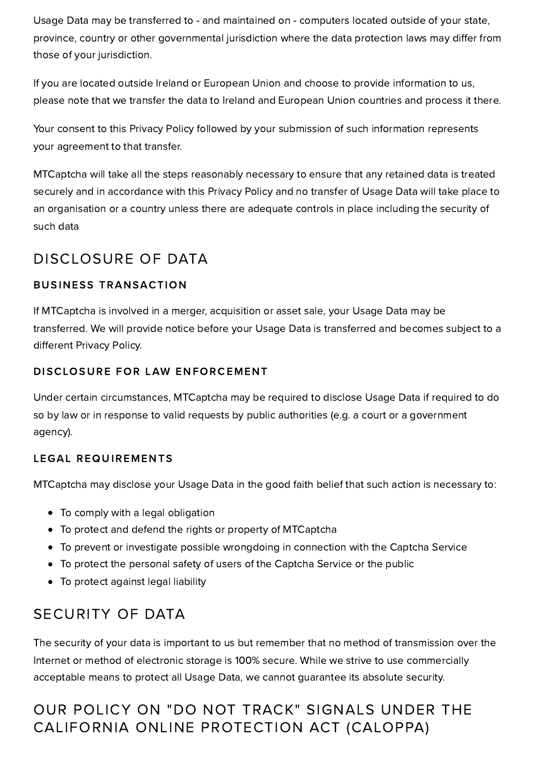Usage Data may be transferred to - and maintained on - computers located outside of your state, province, country or other governmental jurisdiction where the data protection laws may differ from those of your jurisdiction.

If you are located outside Ireland or European Union and choose to provide information to us, please note that we transfer the data to Ireland and European Union countries and process it there.

Your consent to this Privacy Policy followed by your submission of such information represents your agreement to that transfer.

MTCaptcha will take all the steps reasonably necessary to ensure that any retained data is treated securely and in accordance with this Privacy Policy and no transfer of Usage Data will take place to an organisation or a country unless there are adequate controls in place including the security of such data

## DISCLOSURE OF DATA

### BUSINESS TRANSACTION

If MTCaptcha is involved in a merger, acquisition or asset sale, your Usage Data may be transferred. We will provide notice before your Usage Data is transferred and becomes subject to a different Privacy Policy.

### DISCLOSURE FOR LAW ENFORCEMENT

Under certain circumstances, MTCaptcha may be required to disclose Usage Data if required to do so by law or in response to valid requests by public authorities (e.g. a court or a government agency).

### LEGAL REQUIREMENTS

MTCaptcha may disclose your Usage Data in the good faith belief that such action is necessary to:

- To comply with a legal obligation
- To protect and defend the rights or property of MTCaptcha
- To prevent or investigate possible wrongdoing in connection with the Captcha Service
- To protect the personal safety of users of the Captcha Service or the public
- To protect against legal liability

## SECURITY OF DATA

The security of your data is important to us but remember that no method of transmission over the Internet or method of electronic storage is 100% secure. While we strive to use commercially acceptable means to protect all Usage Data, we cannot guarantee its absolute security.

## OUR POLICY ON "DO NOT TRACK" SIGNALS UNDER THE CALIFORNIA ONLINE PROTECTION ACT (CALOPPA)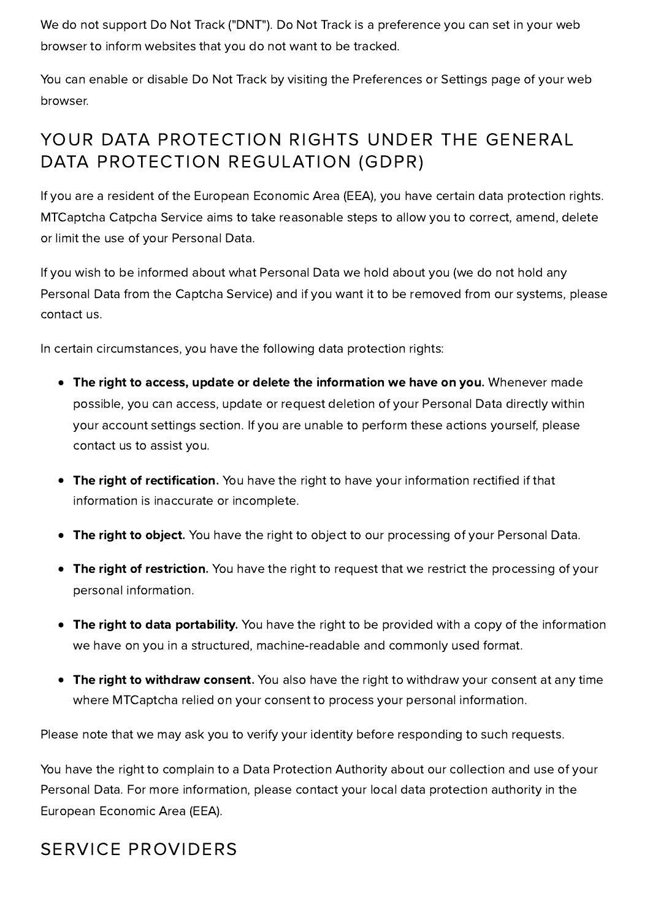We do not support Do Not Track ("DNT"). Do Not Track is a preference you can set in your web browser to inform websites that you do not want to be tracked.

You can enable or disable Do Not Track by visiting the Preferences or Settings page of your web browser.

## YOUR DATA PROTECTION RIGHTS UNDER THE GENERAL DATA PROTECTION REGULATION (GDPR)

If you are a resident of the European Economic Area (EEA), you have certain data protection rights. MTCaptcha Catpcha Service aims to take reasonable steps to allow you to correct, amend, delete or limit the use of your Personal Data.

If you wish to be informed about what Personal Data we hold about you (we do not hold any Personal Data from the Captcha Service) and if you want it to be removed from our systems, please contact us.

In certain circumstances, you have the following data protection rights:

- **The right to access, update or delete the information we have on you.** Whenever made possible, you can access, update or request deletion of your Personal Data directly within your account settings section. If you are unable to perform these actions yourself, please contact us to assist you.
- **The right of rectification.** You have the right to have your information rectified if that information is inaccurate or incomplete.
- **The right to object.** You have the right to object to our processing of your Personal Data.
- **The right of restriction.** You have the right to request that we restrict the processing of your personal information.
- **The right to data portability.** You have the right to be provided with a copy of the information we have on you in a structured, machine-readable and commonly used format.
- **The right to withdraw consent.** You also have the right to withdraw your consent at any time where MTCaptcha relied on your consent to process your personal information.

Please note that we may ask you to verify your identity before responding to such requests.

You have the right to complain to a Data Protection Authority about our collection and use of your Personal Data. For more information, please contact your local data protection authority in the European Economic Area (EEA).

## SERVICE PROVIDERS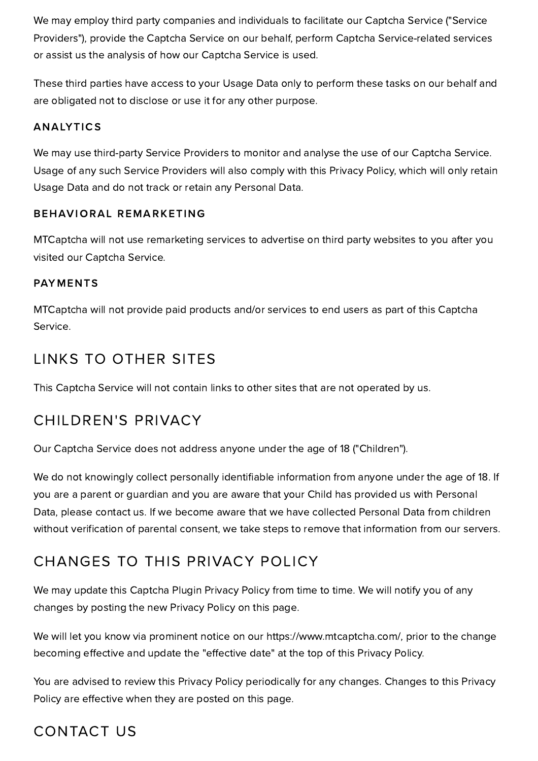We may employ third party companies and individuals to facilitate our Captcha Service ("Service Providers"), provide the Captcha Service on our behalf, perform Captcha Service-related services or assist us the analysis of how our Captcha Service is used.

These third parties have access to your Usage Data only to perform these tasks on our behalf and are obligated not to disclose or use it for any other purpose.

### ANALYTICS

We may use third-party Service Providers to monitor and analyse the use of our Captcha Service. Usage of any such Service Providers will also comply with this Privacy Policy, which will only retain Usage Data and do not track or retain any Personal Data.

### BEHAVIORAL REMARKETING

MTCaptcha will not use remarketing services to advertise on third party websites to you after you visited our Captcha Service.

### PAYMENTS

MTCaptcha will not provide paid products and/or services to end users as part of this Captcha Service.

## LINKS TO OTHER SITES

This Captcha Service will not contain links to other sites that are not operated by us.

## CHILDREN'S PRIVACY

Our Captcha Service does not address anyone under the age of 18 ("Children").

We do not knowingly collect personally identifiable information from anyone under the age of 18. If you are a parent or guardian and you are aware that your Child has provided us with Personal Data, please contact us. If we become aware that we have collected Personal Data from children without verification of parental consent, we take steps to remove that information from our servers.

## CHANGES TO THIS PRIVACY POLICY

We may update this Captcha Plugin Privacy Policy from time to time. We will notify you of any changes by posting the new Privacy Policy on this page.

We will let you know via prominent notice on our https://www.mtcaptcha.com/, prior to the change becoming effective and update the "effective date" at the top of this Privacy Policy.

You are advised to review this Privacy Policy periodically for any changes. Changes to this Privacy Policy are effective when they are posted on this page.

## CONTACT US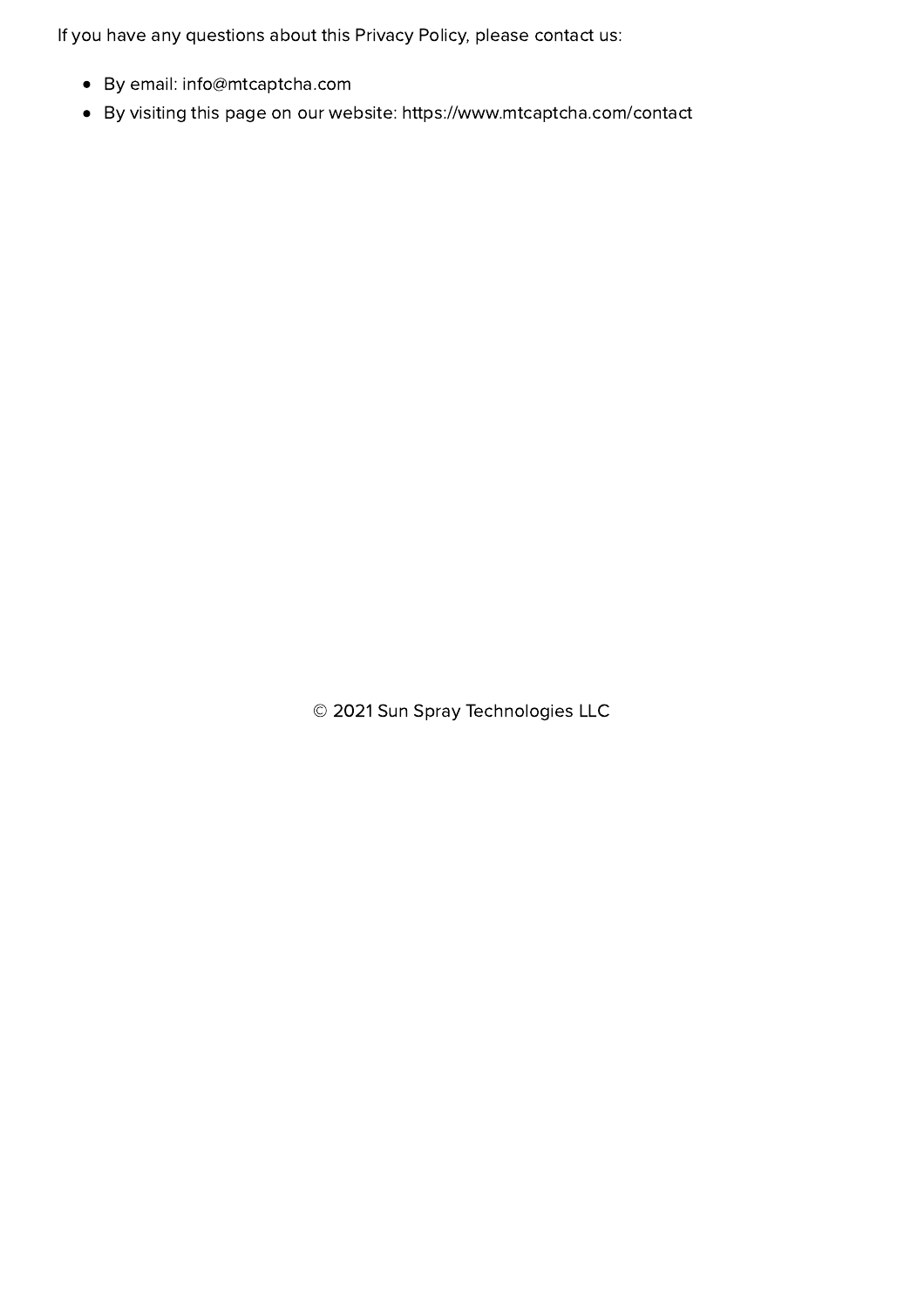If you have any questions about this Privacy Policy, please contact us:

- By email: info@mtcaptcha.com
- By visiting this page on our website: https://www.mtcaptcha.com/contact

© 2021 Sun Spray Technologies LLC